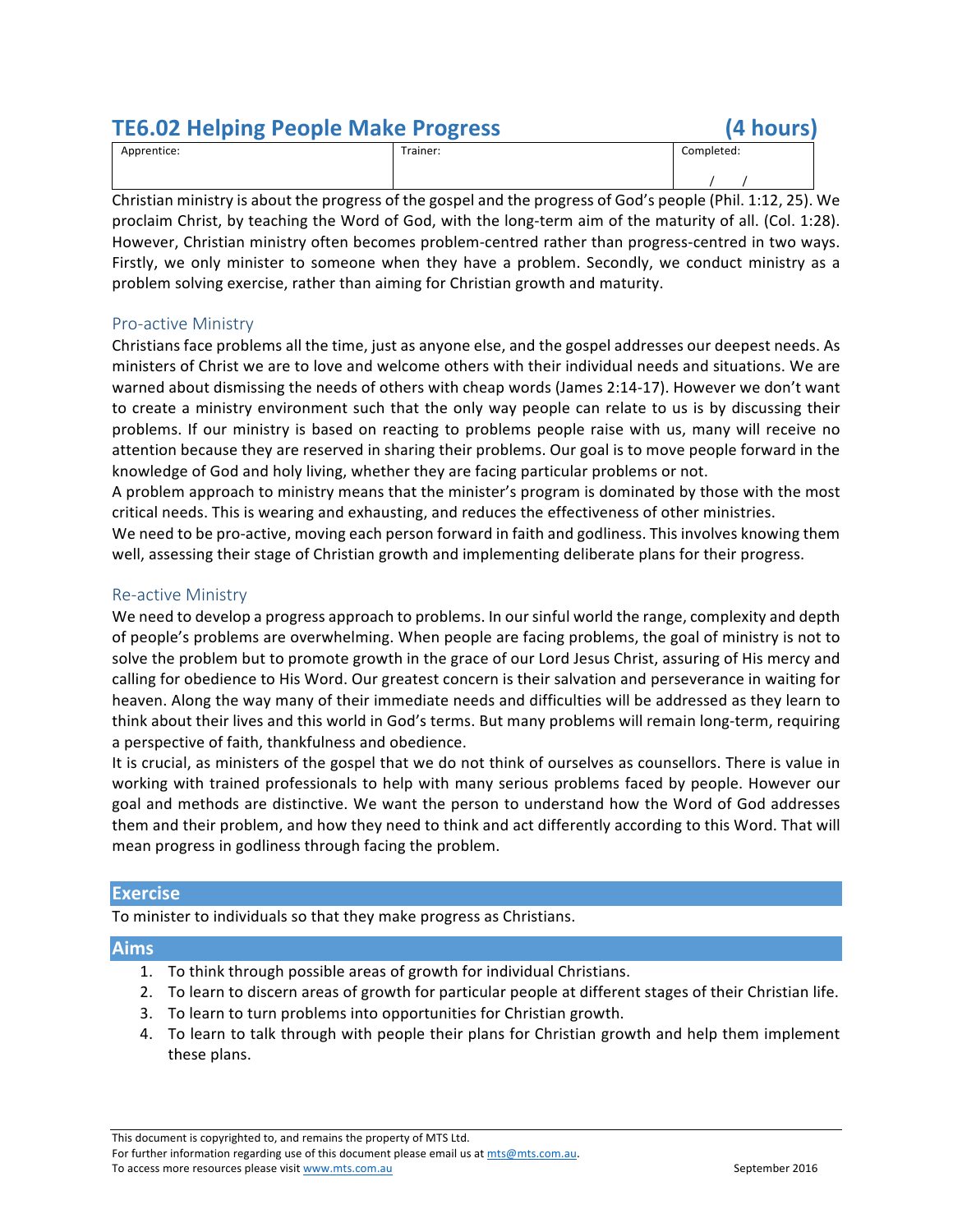# TE6.02 Helping People Make Progress (4 hours)

| Apprentice: | Trainer: | Completed: |
|---|---|---|
| | | / / |

Christian ministry is about the progress of the gospel and the progress of God's people (Phil. 1:12, 25). We proclaim Christ, by teaching the Word of God, with the long-term aim of the maturity of all. (Col. 1:28). However, Christian ministry often becomes problem-centred rather than progress-centred in two ways. Firstly, we only minister to someone when they have a problem. Secondly, we conduct ministry as a problem solving exercise, rather than aiming for Christian growth and maturity.

### Pro-active Ministry

Christians face problems all the time, just as anyone else, and the gospel addresses our deepest needs. As ministers of Christ we are to love and welcome others with their individual needs and situations. We are warned about dismissing the needs of others with cheap words (James 2:14-17). However we don't want to create a ministry environment such that the only way people can relate to us is by discussing their problems. If our ministry is based on reacting to problems people raise with us, many will receive no attention because they are reserved in sharing their problems. Our goal is to move people forward in the knowledge of God and holy living, whether they are facing particular problems or not.

A problem approach to ministry means that the minister's program is dominated by those with the most critical needs. This is wearing and exhausting, and reduces the effectiveness of other ministries.

We need to be pro-active, moving each person forward in faith and godliness. This involves knowing them well, assessing their stage of Christian growth and implementing deliberate plans for their progress.

### Re-active Ministry

We need to develop a progress approach to problems. In our sinful world the range, complexity and depth of people's problems are overwhelming. When people are facing problems, the goal of ministry is not to solve the problem but to promote growth in the grace of our Lord Jesus Christ, assuring of His mercy and calling for obedience to His Word. Our greatest concern is their salvation and perseverance in waiting for heaven. Along the way many of their immediate needs and difficulties will be addressed as they learn to think about their lives and this world in God's terms. But many problems will remain long-term, requiring a perspective of faith, thankfulness and obedience.

It is crucial, as ministers of the gospel that we do not think of ourselves as counsellors. There is value in working with trained professionals to help with many serious problems faced by people. However our goal and methods are distinctive. We want the person to understand how the Word of God addresses them and their problem, and how they need to think and act differently according to this Word. That will mean progress in godliness through facing the problem.

## Exercise

To minister to individuals so that they make progress as Christians.

## Aims

1. To think through possible areas of growth for individual Christians.
2. To learn to discern areas of growth for particular people at different stages of their Christian life.
3. To learn to turn problems into opportunities for Christian growth.
4. To learn to talk through with people their plans for Christian growth and help them implement these plans.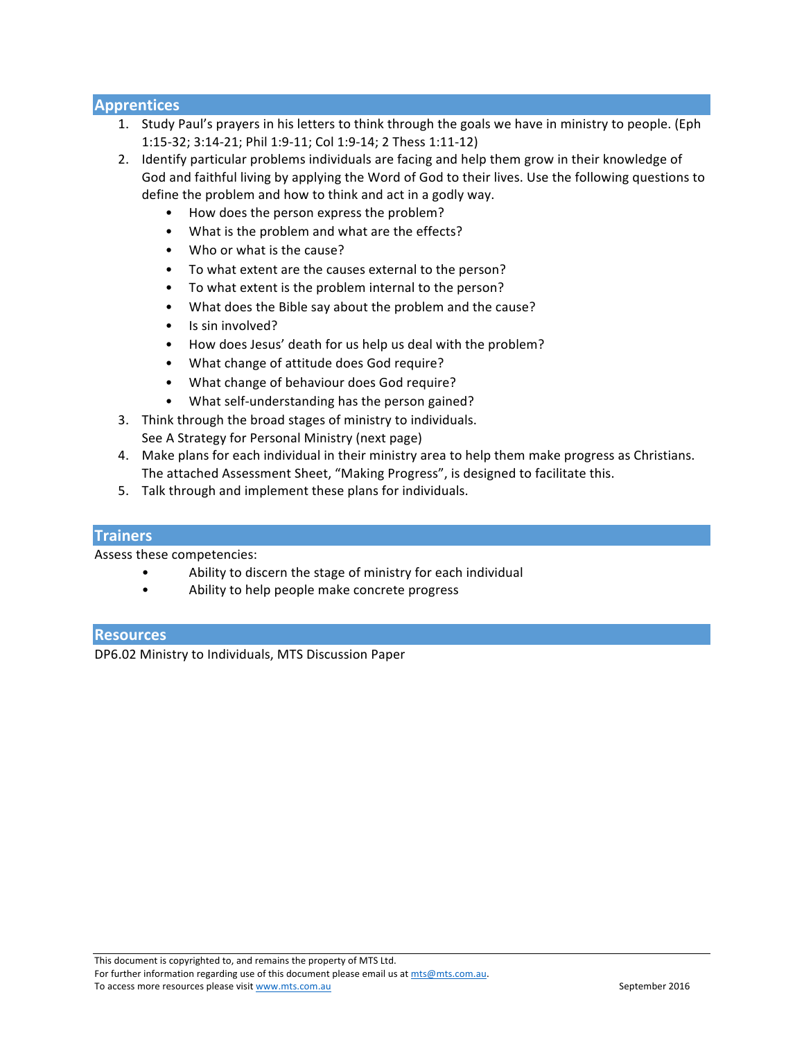## Apprentices

1. Study Paul's prayers in his letters to think through the goals we have in ministry to people. (Eph 1:15-32; 3:14-21; Phil 1:9-11; Col 1:9-14; 2 Thess 1:11-12)
2. Identify particular problems individuals are facing and help them grow in their knowledge of God and faithful living by applying the Word of God to their lives. Use the following questions to define the problem and how to think and act in a godly way.
   - How does the person express the problem?
   - What is the problem and what are the effects?
   - Who or what is the cause?
   - To what extent are the causes external to the person?
   - To what extent is the problem internal to the person?
   - What does the Bible say about the problem and the cause?
   - Is sin involved?
   - How does Jesus' death for us help us deal with the problem?
   - What change of attitude does God require?
   - What change of behaviour does God require?
   - What self-understanding has the person gained?
3. Think through the broad stages of ministry to individuals.
   See A Strategy for Personal Ministry (next page)
4. Make plans for each individual in their ministry area to help them make progress as Christians. The attached Assessment Sheet, "Making Progress", is designed to facilitate this.
5. Talk through and implement these plans for individuals.

## Trainers

Assess these competencies:

- Ability to discern the stage of ministry for each individual
- Ability to help people make concrete progress

## Resources

DP6.02 Ministry to Individuals, MTS Discussion Paper

This document is copyrighted to, and remains the property of MTS Ltd.
For further information regarding use of this document please email us at mts@mts.com.au.
To access more resources please visit www.mts.com.au

September 2016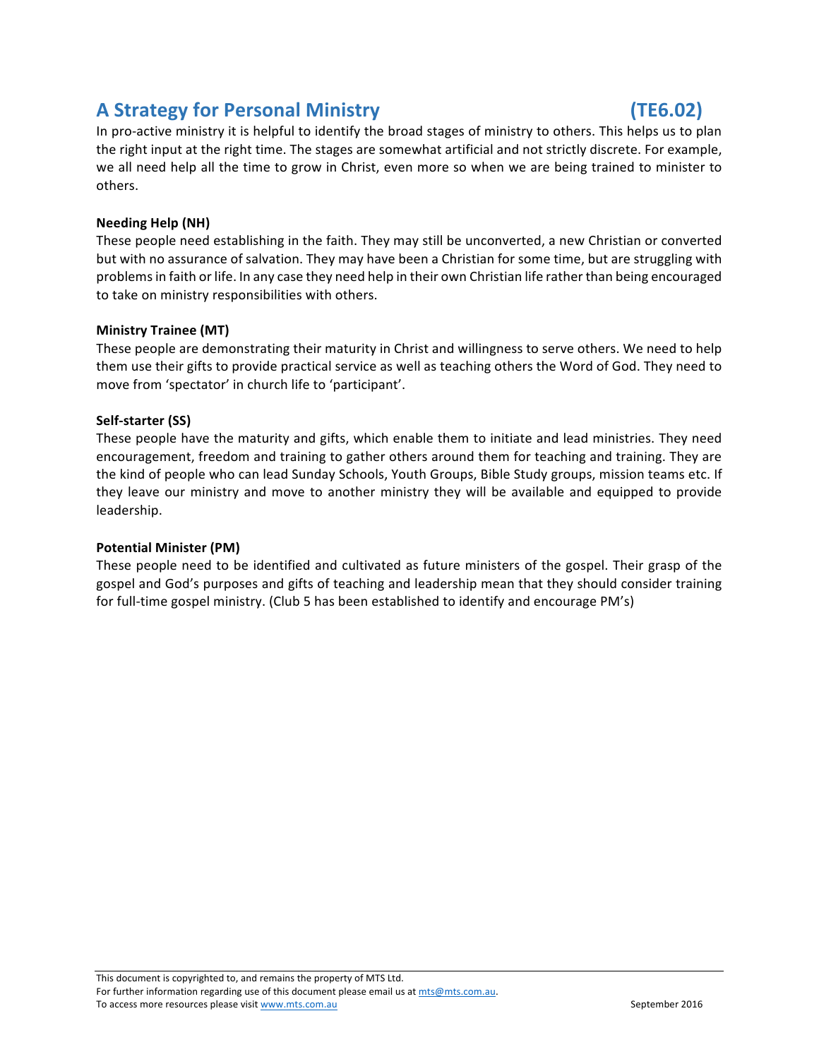# A Strategy for Personal Ministry (TE6.02)

In pro-active ministry it is helpful to identify the broad stages of ministry to others. This helps us to plan the right input at the right time. The stages are somewhat artificial and not strictly discrete. For example, we all need help all the time to grow in Christ, even more so when we are being trained to minister to others.

**Needing Help (NH)**

These people need establishing in the faith. They may still be unconverted, a new Christian or converted but with no assurance of salvation. They may have been a Christian for some time, but are struggling with problems in faith or life. In any case they need help in their own Christian life rather than being encouraged to take on ministry responsibilities with others.

**Ministry Trainee (MT)**

These people are demonstrating their maturity in Christ and willingness to serve others. We need to help them use their gifts to provide practical service as well as teaching others the Word of God. They need to move from 'spectator' in church life to 'participant'.

**Self-starter (SS)**

These people have the maturity and gifts, which enable them to initiate and lead ministries. They need encouragement, freedom and training to gather others around them for teaching and training. They are the kind of people who can lead Sunday Schools, Youth Groups, Bible Study groups, mission teams etc. If they leave our ministry and move to another ministry they will be available and equipped to provide leadership.

**Potential Minister (PM)**

These people need to be identified and cultivated as future ministers of the gospel. Their grasp of the gospel and God's purposes and gifts of teaching and leadership mean that they should consider training for full-time gospel ministry. (Club 5 has been established to identify and encourage PM's)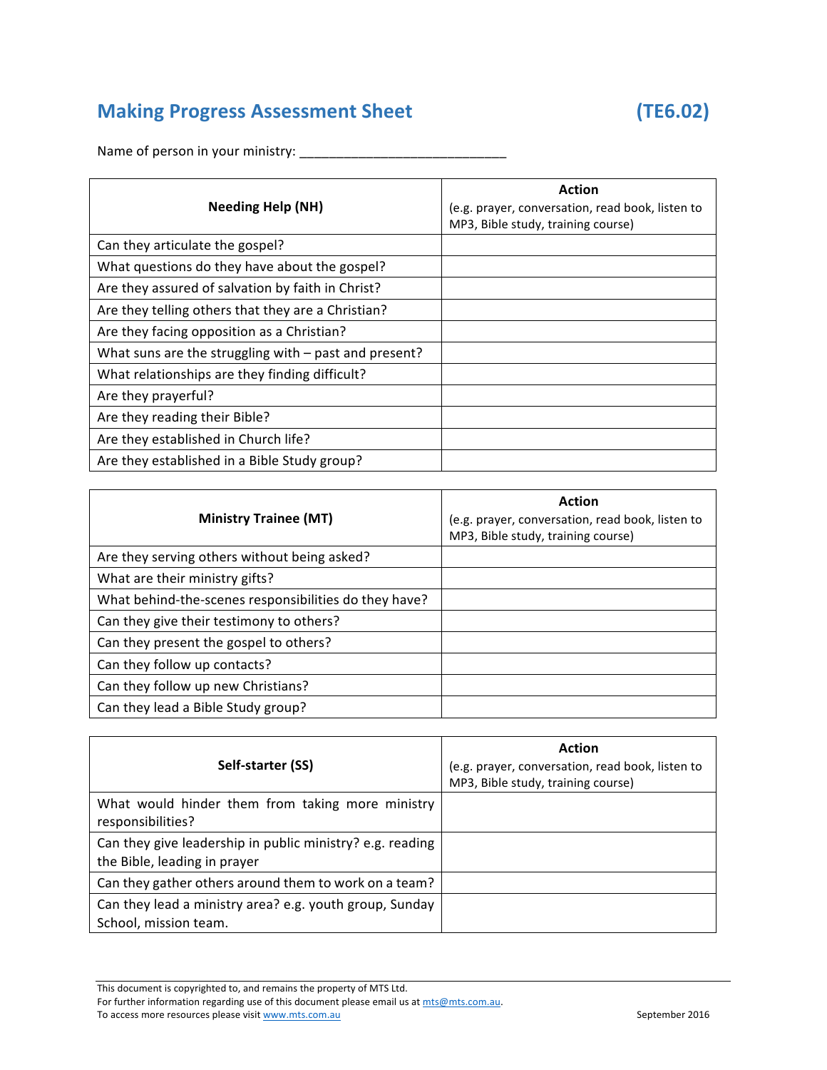## Making Progress Assessment Sheet (TE6.02)

Name of person in your ministry: ____________________________

| Needing Help (NH) | Action (e.g. prayer, conversation, read book, listen to MP3, Bible study, training course) |
|---|---|
| Can they articulate the gospel? | |
| What questions do they have about the gospel? | |
| Are they assured of salvation by faith in Christ? | |
| Are they telling others that they are a Christian? | |
| Are they facing opposition as a Christian? | |
| What suns are the struggling with – past and present? | |
| What relationships are they finding difficult? | |
| Are they prayerful? | |
| Are they reading their Bible? | |
| Are they established in Church life? | |
| Are they established in a Bible Study group? | |

| Ministry Trainee (MT) | Action (e.g. prayer, conversation, read book, listen to MP3, Bible study, training course) |
|---|---|
| Are they serving others without being asked? | |
| What are their ministry gifts? | |
| What behind-the-scenes responsibilities do they have? | |
| Can they give their testimony to others? | |
| Can they present the gospel to others? | |
| Can they follow up contacts? | |
| Can they follow up new Christians? | |
| Can they lead a Bible Study group? | |

| Self-starter (SS) | Action (e.g. prayer, conversation, read book, listen to MP3, Bible study, training course) |
|---|---|
| What would hinder them from taking more ministry responsibilities? | |
| Can they give leadership in public ministry? e.g. reading the Bible, leading in prayer | |
| Can they gather others around them to work on a team? | |
| Can they lead a ministry area? e.g. youth group, Sunday School, mission team. | |

This document is copyrighted to, and remains the property of MTS Ltd.
For further information regarding use of this document please email us at mts@mts.com.au.
To access more resources please visit www.mts.com.au

September 2016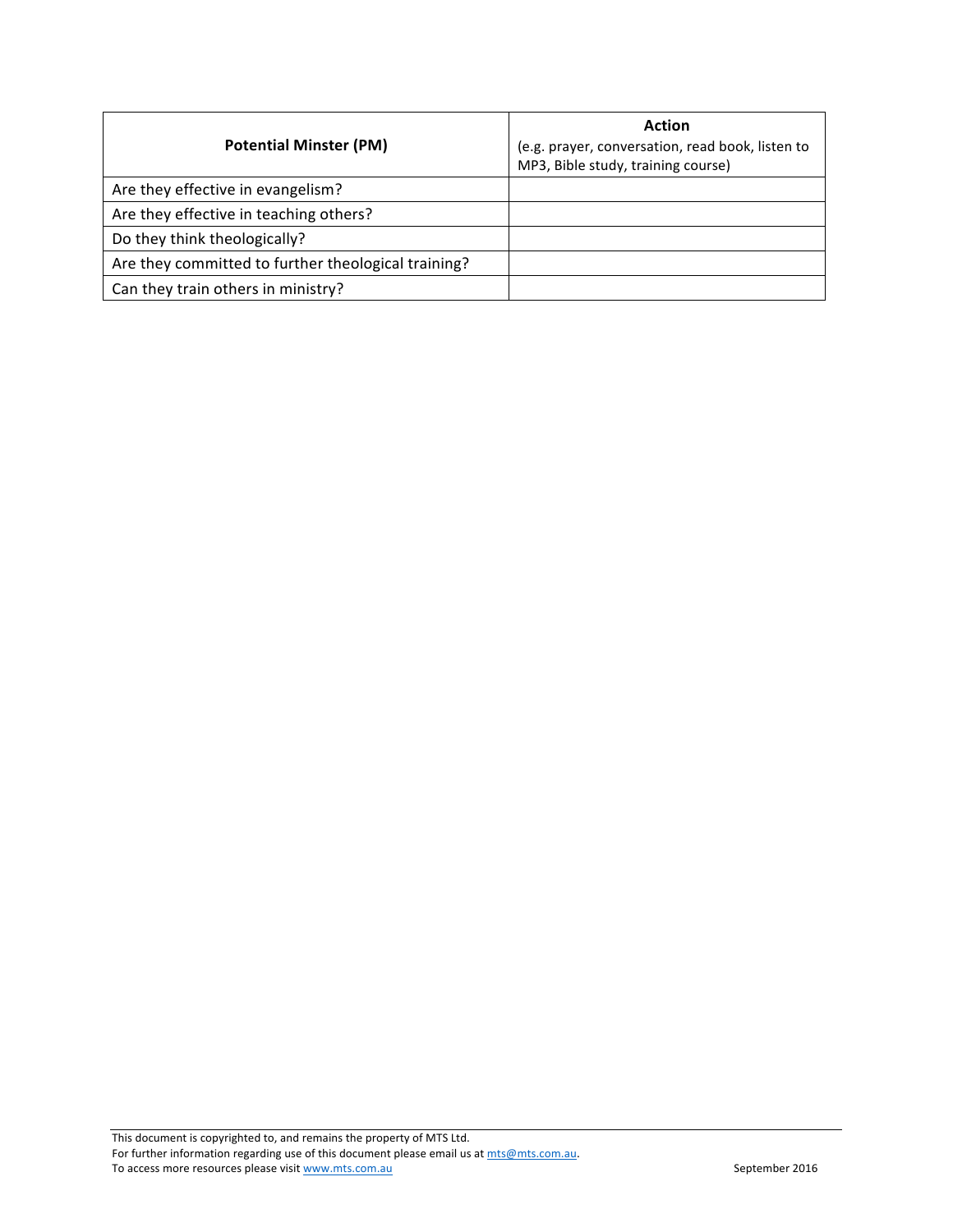| Potential Minster (PM) | **Action**<br>(e.g. prayer, conversation, read book, listen to MP3, Bible study, training course) |
| --- | --- |
| Are they effective in evangelism? | |
| Are they effective in teaching others? | |
| Do they think theologically? | |
| Are they committed to further theological training? | |
| Can they train others in ministry? | |

This document is copyrighted to, and remains the property of MTS Ltd.
For further information regarding use of this document please email us at mts@mts.com.au.
To access more resources please visit www.mts.com.au

September 2016